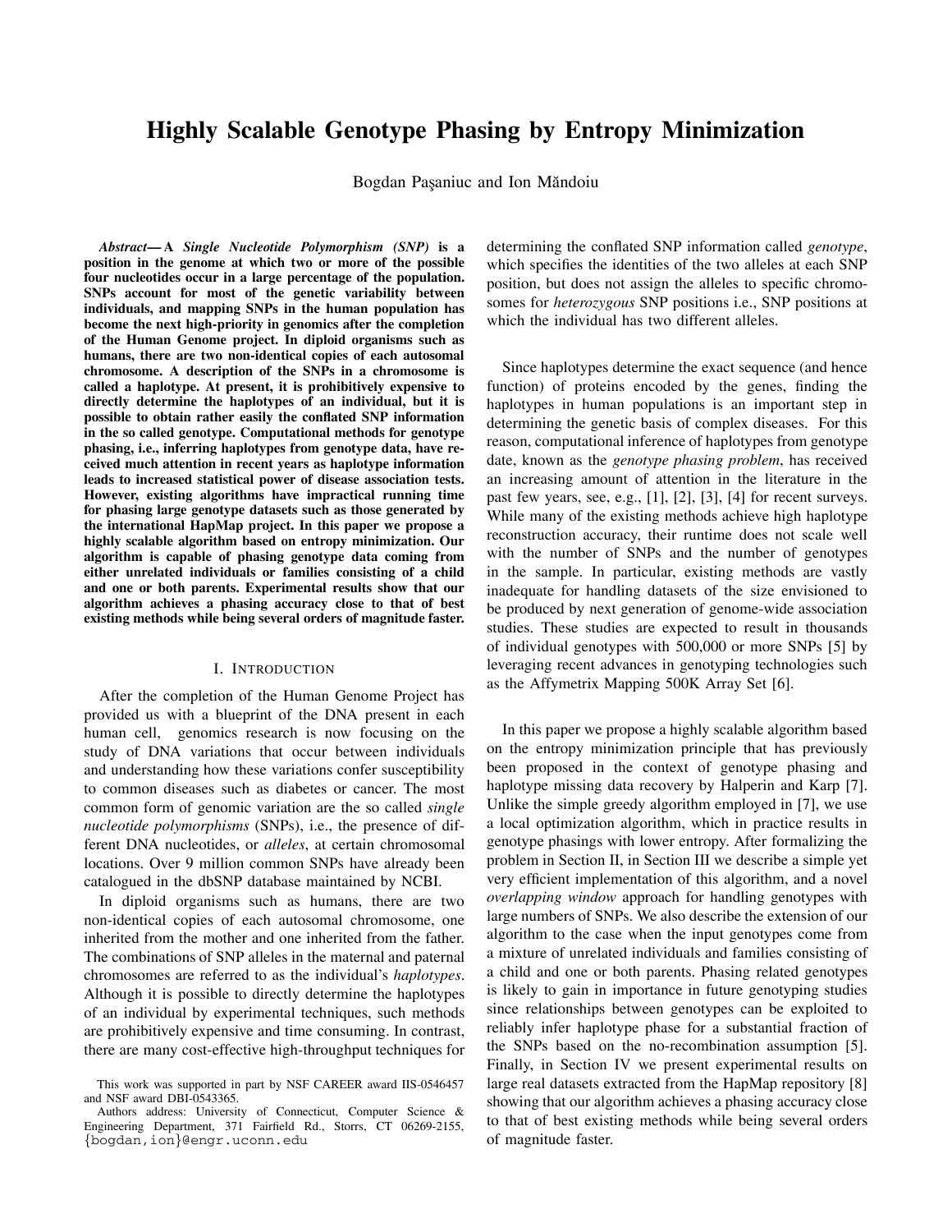# Highly Scalable Genotype Phasing by Entropy Minimization

Bogdan Paşaniuc and Ion Măndoiu

***Abstract*— A *Single Nucleotide Polymorphism (SNP)* is a position in the genome at which two or more of the possible four nucleotides occur in a large percentage of the population. SNPs account for most of the genetic variability between individuals, and mapping SNPs in the human population has become the next high-priority in genomics after the completion of the Human Genome project. In diploid organisms such as humans, there are two non-identical copies of each autosomal chromosome. A description of the SNPs in a chromosome is called a haplotype. At present, it is prohibitively expensive to directly determine the haplotypes of an individual, but it is possible to obtain rather easily the conflated SNP information in the so called genotype. Computational methods for genotype phasing, i.e., inferring haplotypes from genotype data, have received much attention in recent years as haplotype information leads to increased statistical power of disease association tests. However, existing algorithms have impractical running time for phasing large genotype datasets such as those generated by the international HapMap project. In this paper we propose a highly scalable algorithm based on entropy minimization. Our algorithm is capable of phasing genotype data coming from either unrelated individuals or families consisting of a child and one or both parents. Experimental results show that our algorithm achieves a phasing accuracy close to that of best existing methods while being several orders of magnitude faster.**

## I. Introduction

After the completion of the Human Genome Project has provided us with a blueprint of the DNA present in each human cell, genomics research is now focusing on the study of DNA variations that occur between individuals and understanding how these variations confer susceptibility to common diseases such as diabetes or cancer. The most common form of genomic variation are the so called *single nucleotide polymorphisms* (SNPs), i.e., the presence of different DNA nucleotides, or *alleles*, at certain chromosomal locations. Over 9 million common SNPs have already been catalogued in the dbSNP database maintained by NCBI.

In diploid organisms such as humans, there are two non-identical copies of each autosomal chromosome, one inherited from the mother and one inherited from the father. The combinations of SNP alleles in the maternal and paternal chromosomes are referred to as the individual's *haplotypes*. Although it is possible to directly determine the haplotypes of an individual by experimental techniques, such methods are prohibitively expensive and time consuming. In contrast, there are many cost-effective high-throughput techniques for determining the conflated SNP information called *genotype*, which specifies the identities of the two alleles at each SNP position, but does not assign the alleles to specific chromosomes for *heterozygous* SNP positions i.e., SNP positions at which the individual has two different alleles.

Since haplotypes determine the exact sequence (and hence function) of proteins encoded by the genes, finding the haplotypes in human populations is an important step in determining the genetic basis of complex diseases. For this reason, computational inference of haplotypes from genotype date, known as the *genotype phasing problem*, has received an increasing amount of attention in the literature in the past few years, see, e.g., [1], [2], [3], [4] for recent surveys. While many of the existing methods achieve high haplotype reconstruction accuracy, their runtime does not scale well with the number of SNPs and the number of genotypes in the sample. In particular, existing methods are vastly inadequate for handling datasets of the size envisioned to be produced by next generation of genome-wide association studies. These studies are expected to result in thousands of individual genotypes with 500,000 or more SNPs [5] by leveraging recent advances in genotyping technologies such as the Affymetrix Mapping 500K Array Set [6].

In this paper we propose a highly scalable algorithm based on the entropy minimization principle that has previously been proposed in the context of genotype phasing and haplotype missing data recovery by Halperin and Karp [7]. Unlike the simple greedy algorithm employed in [7], we use a local optimization algorithm, which in practice results in genotype phasings with lower entropy. After formalizing the problem in Section II, in Section III we describe a simple yet very efficient implementation of this algorithm, and a novel *overlapping window* approach for handling genotypes with large numbers of SNPs. We also describe the extension of our algorithm to the case when the input genotypes come from a mixture of unrelated individuals and families consisting of a child and one or both parents. Phasing related genotypes is likely to gain in importance in future genotyping studies since relationships between genotypes can be exploited to reliably infer haplotype phase for a substantial fraction of the SNPs based on the no-recombination assumption [5]. Finally, in Section IV we present experimental results on large real datasets extracted from the HapMap repository [8] showing that our algorithm achieves a phasing accuracy close to that of best existing methods while being several orders of magnitude faster.

This work was supported in part by NSF CAREER award IIS-0546457 and NSF award DBI-0543365.

Authors address: University of Connecticut, Computer Science & Engineering Department, 371 Fairfield Rd., Storrs, CT 06269-2155, {bogdan,ion}@engr.uconn.edu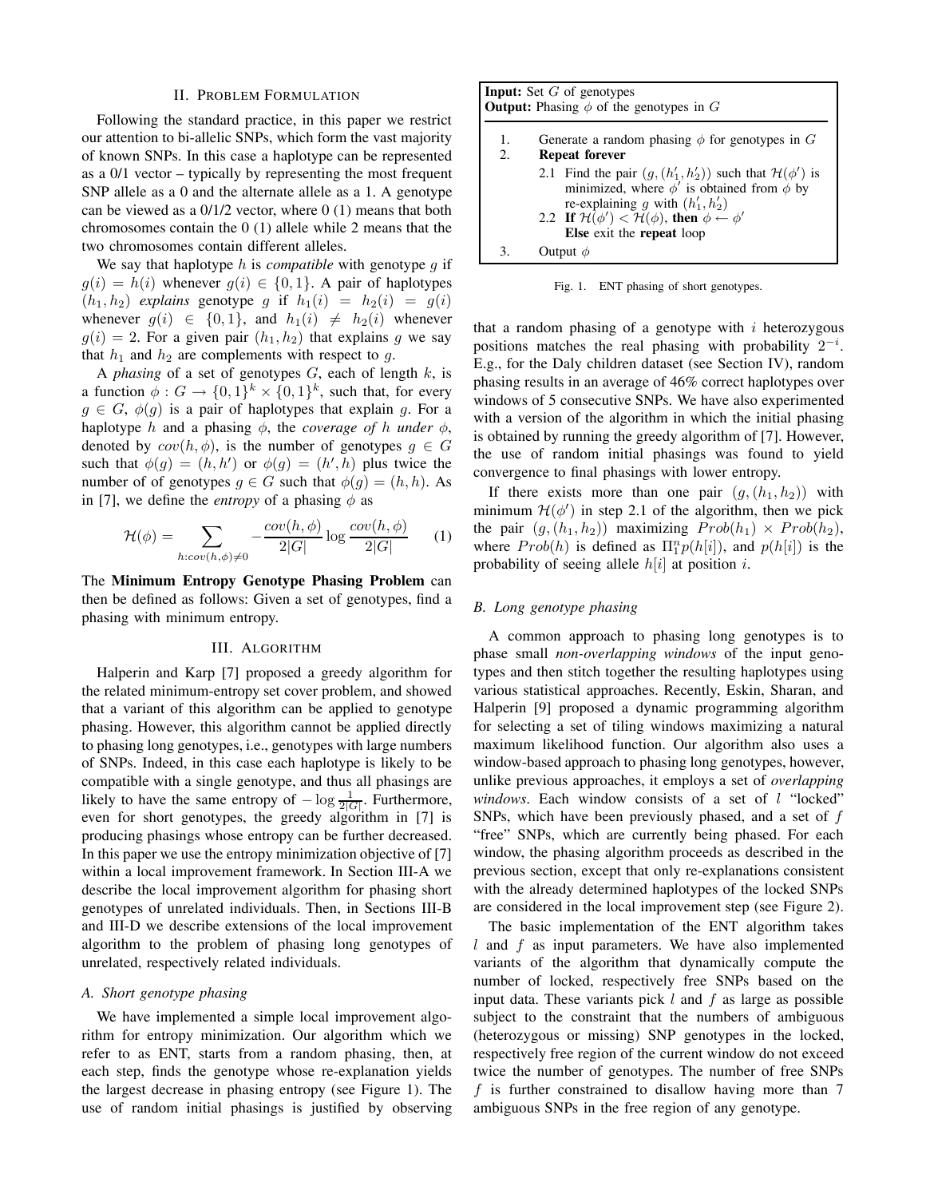## II. Problem Formulation

Following the standard practice, in this paper we restrict our attention to bi-allelic SNPs, which form the vast majority of known SNPs. In this case a haplotype can be represented as a 0/1 vector – typically by representing the most frequent SNP allele as a 0 and the alternate allele as a 1. A genotype can be viewed as a 0/1/2 vector, where 0 (1) means that both chromosomes contain the 0 (1) allele while 2 means that the two chromosomes contain different alleles.

We say that haplotype $h$ is *compatible* with genotype $g$ if $g(i) = h(i)$ whenever $g(i) \in \{0, 1\}$. A pair of haplotypes $(h_1, h_2)$ *explains* genotype $g$ if $h_1(i) = h_2(i) = g(i)$ whenever $g(i) \in \{0, 1\}$, and $h_1(i) \neq h_2(i)$ whenever $g(i) = 2$. For a given pair $(h_1, h_2)$ that explains $g$ we say that $h_1$ and $h_2$ are complements with respect to $g$.

A *phasing* of a set of genotypes $G$, each of length $k$, is a function $\phi : G \rightarrow \{0, 1\}^k \times \{0, 1\}^k$, such that, for every $g \in G$, $\phi(g)$ is a pair of haplotypes that explain $g$. For a haplotype $h$ and a phasing $\phi$, the *coverage of* $h$ *under* $\phi$, denoted by $cov(h, \phi)$, is the number of genotypes $g \in G$ such that $\phi(g) = (h, h')$ or $\phi(g) = (h', h)$ plus twice the number of of genotypes $g \in G$ such that $\phi(g) = (h, h)$. As in [7], we define the *entropy* of a phasing $\phi$ as

$$\mathcal{H}(\phi) = \sum_{h: cov(h,\phi) \neq 0} -\frac{cov(h, \phi)}{2|G|} \log \frac{cov(h, \phi)}{2|G|} \quad (1)$$

The **Minimum Entropy Genotype Phasing Problem** can then be defined as follows: Given a set of genotypes, find a phasing with minimum entropy.

## III. Algorithm

Halperin and Karp [7] proposed a greedy algorithm for the related minimum-entropy set cover problem, and showed that a variant of this algorithm can be applied to genotype phasing. However, this algorithm cannot be applied directly to phasing long genotypes, i.e., genotypes with large numbers of SNPs. Indeed, in this case each haplotype is likely to be compatible with a single genotype, and thus all phasings are likely to have the same entropy of $-\log \frac{1}{2|G|}$. Furthermore, even for short genotypes, the greedy algorithm in [7] is producing phasings whose entropy can be further decreased. In this paper we use the entropy minimization objective of [7] within a local improvement framework. In Section III-A we describe the local improvement algorithm for phasing short genotypes of unrelated individuals. Then, in Sections III-B and III-D we describe extensions of the local improvement algorithm to the problem of phasing long genotypes of unrelated, respectively related individuals.

### A. Short genotype phasing

We have implemented a simple local improvement algorithm for entropy minimization. Our algorithm which we refer to as ENT, starts from a random phasing, then, at each step, finds the genotype whose re-explanation yields the largest decrease in phasing entropy (see Figure 1). The use of random initial phasings is justified by observing that a random phasing of a genotype with $i$ heterozygous positions matches the real phasing with probability $2^{-i}$. E.g., for the Daly children dataset (see Section IV), random phasing results in an average of 46% correct haplotypes over windows of 5 consecutive SNPs. We have also experimented with a version of the algorithm in which the initial phasing is obtained by running the greedy algorithm of [7]. However, the use of random initial phasings was found to yield convergence to final phasings with lower entropy.

**Input:** Set $G$ of genotypes
**Output:** Phasing $\phi$ of the genotypes in $G$

1. Generate a random phasing $\phi$ for genotypes in $G$
2. **Repeat forever**
   - 2.1 Find the pair $(g, (h_1', h_2'))$ such that $\mathcal{H}(\phi')$ is minimized, where $\phi'$ is obtained from $\phi$ by re-explaining $g$ with $(h_1', h_2')$
   - 2.2 **If** $\mathcal{H}(\phi') < \mathcal{H}(\phi)$, **then** $\phi \leftarrow \phi'$ **Else** exit the **repeat** loop
3. Output $\phi$

Fig. 1. ENT phasing of short genotypes.

If there exists more than one pair $(g, (h_1, h_2))$ with minimum $\mathcal{H}(\phi')$ in step 2.1 of the algorithm, then we pick the pair $(g, (h_1, h_2))$ maximizing $Prob(h_1) \times Prob(h_2)$, where $Prob(h)$ is defined as $\Pi_1^n p(h[i])$, and $p(h[i])$ is the probability of seeing allele $h[i]$ at position $i$.

### B. Long genotype phasing

A common approach to phasing long genotypes is to phase small *non-overlapping windows* of the input genotypes and then stitch together the resulting haplotypes using various statistical approaches. Recently, Eskin, Sharan, and Halperin [9] proposed a dynamic programming algorithm for selecting a set of tiling windows maximizing a natural maximum likelihood function. Our algorithm also uses a window-based approach to phasing long genotypes, however, unlike previous approaches, it employs a set of *overlapping windows*. Each window consists of a set of $l$ "locked" SNPs, which have been previously phased, and a set of $f$ "free" SNPs, which are currently being phased. For each window, the phasing algorithm proceeds as described in the previous section, except that only re-explanations consistent with the already determined haplotypes of the locked SNPs are considered in the local improvement step (see Figure 2).

The basic implementation of the ENT algorithm takes $l$ and $f$ as input parameters. We have also implemented variants of the algorithm that dynamically compute the number of locked, respectively free SNPs based on the input data. These variants pick $l$ and $f$ as large as possible subject to the constraint that the numbers of ambiguous (heterozygous or missing) SNP genotypes in the locked, respectively free region of the current window do not exceed twice the number of genotypes. The number of free SNPs $f$ is further constrained to disallow having more than 7 ambiguous SNPs in the free region of any genotype.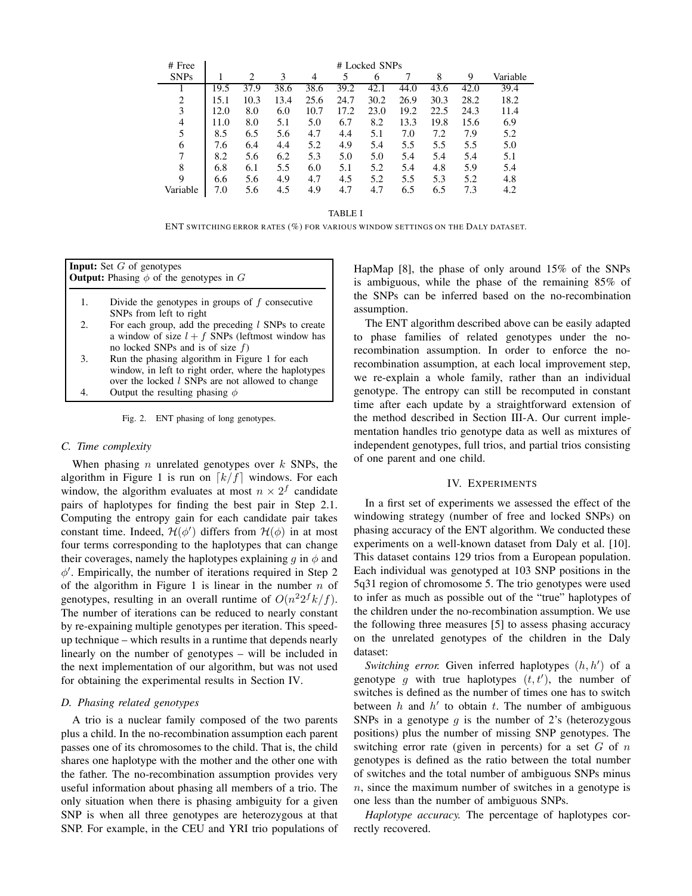| # Free SNPs | # Locked SNPs | | | | | | | | | |
|---|---|---|---|---|---|---|---|---|---|---|
| | 1 | 2 | 3 | 4 | 5 | 6 | 7 | 8 | 9 | Variable |
| 1 | 19.5 | 37.9 | 38.6 | 38.6 | 39.2 | 42.1 | 44.0 | 43.6 | 42.0 | 39.4 |
| 2 | 15.1 | 10.3 | 13.4 | 25.6 | 24.7 | 30.2 | 26.9 | 30.3 | 28.2 | 18.2 |
| 3 | 12.0 | 8.0 | 6.0 | 10.7 | 17.2 | 23.0 | 19.2 | 22.5 | 24.3 | 11.4 |
| 4 | 11.0 | 8.0 | 5.1 | 5.0 | 6.7 | 8.2 | 13.3 | 19.8 | 15.6 | 6.9 |
| 5 | 8.5 | 6.5 | 5.6 | 4.7 | 4.4 | 5.1 | 7.0 | 7.2 | 7.9 | 5.2 |
| 6 | 7.6 | 6.4 | 4.4 | 5.2 | 4.9 | 5.4 | 5.5 | 5.5 | 5.5 | 5.0 |
| 7 | 8.2 | 5.6 | 6.2 | 5.3 | 5.0 | 5.0 | 5.4 | 5.4 | 5.4 | 5.1 |
| 8 | 6.8 | 6.1 | 5.5 | 6.0 | 5.1 | 5.2 | 5.4 | 4.8 | 5.9 | 5.4 |
| 9 | 6.6 | 5.6 | 4.9 | 4.7 | 4.5 | 5.2 | 5.5 | 5.3 | 5.2 | 4.8 |
| Variable | 7.0 | 5.6 | 4.5 | 4.9 | 4.7 | 4.7 | 6.5 | 6.5 | 7.3 | 4.2 |

TABLE I

ENT SWITCHING ERROR RATES (%) FOR VARIOUS WINDOW SETTINGS ON THE DALY DATASET.

**Input:** Set $G$ of genotypes
**Output:** Phasing $\phi$ of the genotypes in $G$

1. Divide the genotypes in groups of $f$ consecutive SNPs from left to right
2. For each group, add the preceding $l$ SNPs to create a window of size $l+f$ SNPs (leftmost window has no locked SNPs and is of size $f$)
3. Run the phasing algorithm in Figure 1 for each window, in left to right order, where the haplotypes over the locked $l$ SNPs are not allowed to change
4. Output the resulting phasing $\phi$

Fig. 2. ENT phasing of long genotypes.

### C. Time complexity

When phasing $n$ unrelated genotypes over $k$ SNPs, the algorithm in Figure 1 is run on $\lceil k/f \rceil$ windows. For each window, the algorithm evaluates at most $n \times 2^f$ candidate pairs of haplotypes for finding the best pair in Step 2.1. Computing the entropy gain for each candidate pair takes constant time. Indeed, $\mathcal{H}(\phi')$ differs from $\mathcal{H}(\phi)$ in at most four terms corresponding to the haplotypes that can change their coverages, namely the haplotypes explaining $g$ in $\phi$ and $\phi'$. Empirically, the number of iterations required in Step 2 of the algorithm in Figure 1 is linear in the number $n$ of genotypes, resulting in an overall runtime of $O(n^2 2^f k/f)$. The number of iterations can be reduced to nearly constant by re-expaining multiple genotypes per iteration. This speed-up technique – which results in a runtime that depends nearly linearly on the number of genotypes – will be included in the next implementation of our algorithm, but was not used for obtaining the experimental results in Section IV.

### D. Phasing related genotypes

A trio is a nuclear family composed of the two parents plus a child. In the no-recombination assumption each parent passes one of its chromosomes to the child. That is, the child shares one haplotype with the mother and the other one with the father. The no-recombination assumption provides very useful information about phasing all members of a trio. The only situation when there is phasing ambiguity for a given SNP is when all three genotypes are heterozygous at that SNP. For example, in the CEU and YRI trio populations of HapMap [8], the phase of only around 15% of the SNPs is ambiguous, while the phase of the remaining 85% of the SNPs can be inferred based on the no-recombination assumption.

The ENT algorithm described above can be easily adapted to phase families of related genotypes under the no-recombination assumption. In order to enforce the no-recombination assumption, at each local improvement step, we re-explain a whole family, rather than an individual genotype. The entropy can still be recomputed in constant time after each update by a straightforward extension of the method described in Section III-A. Our current implementation handles trio genotype data as well as mixtures of independent genotypes, full trios, and partial trios consisting of one parent and one child.

## IV. EXPERIMENTS

In a first set of experiments we assessed the effect of the windowing strategy (number of free and locked SNPs) on phasing accuracy of the ENT algorithm. We conducted these experiments on a well-known dataset from Daly et al. [10]. This dataset contains 129 trios from a European population. Each individual was genotyped at 103 SNP positions in the 5q31 region of chromosome 5. The trio genotypes were used to infer as much as possible out of the "true" haplotypes of the children under the no-recombination assumption. We use the following three measures [5] to assess phasing accuracy on the unrelated genotypes of the children in the Daly dataset:

*Switching error.* Given inferred haplotypes $(h, h')$ of a genotype $g$ with true haplotypes $(t, t')$, the number of switches is defined as the number of times one has to switch between $h$ and $h'$ to obtain $t$. The number of ambiguous SNPs in a genotype $g$ is the number of 2's (heterozygous positions) plus the number of missing SNP genotypes. The switching error rate (given in percents) for a set $G$ of $n$ genotypes is defined as the ratio between the total number of switches and the total number of ambiguous SNPs minus $n$, since the maximum number of switches in a genotype is one less than the number of ambiguous SNPs.

*Haplotype accuracy.* The percentage of haplotypes correctly recovered.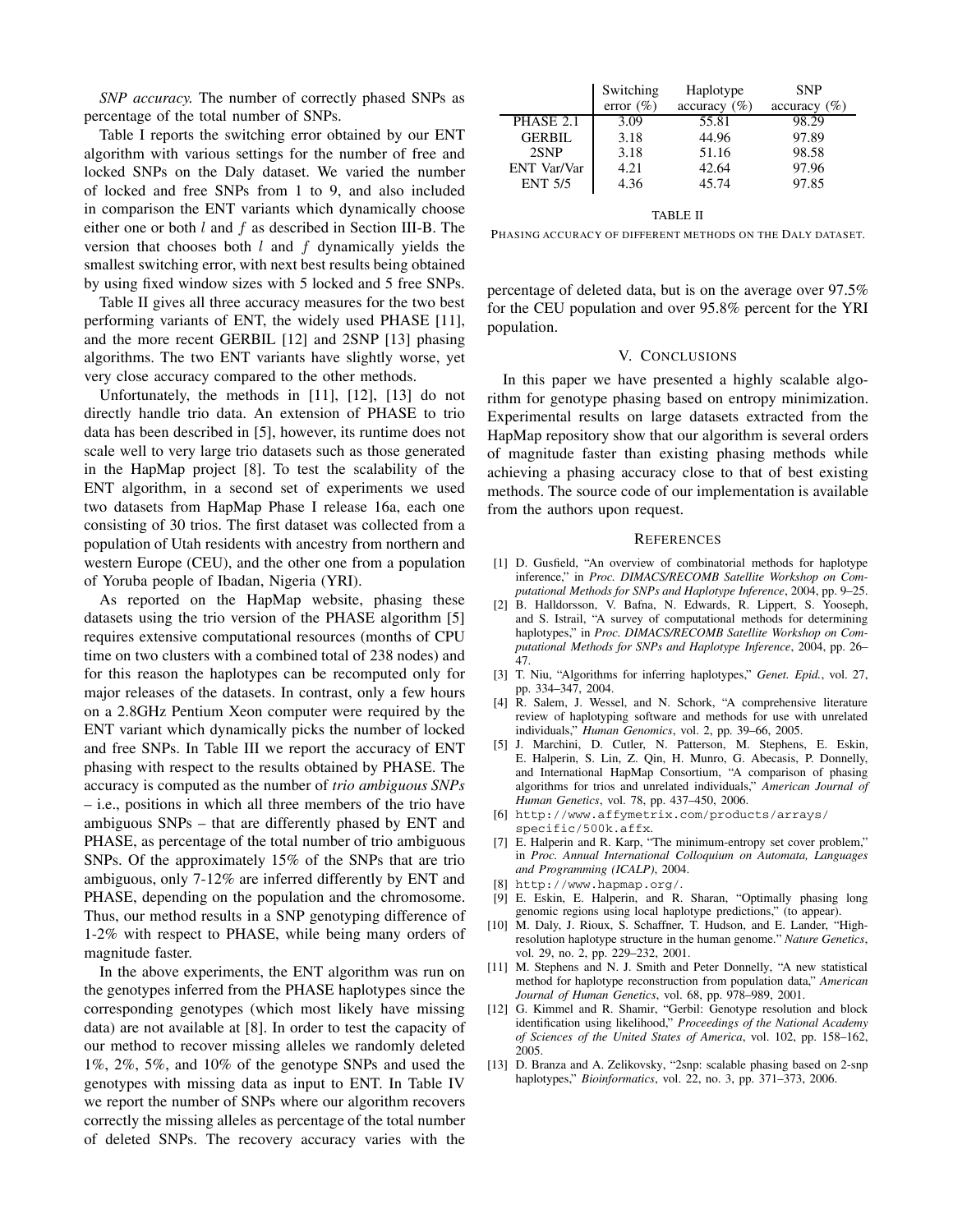*SNP accuracy.* The number of correctly phased SNPs as percentage of the total number of SNPs.

Table I reports the switching error obtained by our ENT algorithm with various settings for the number of free and locked SNPs on the Daly dataset. We varied the number of locked and free SNPs from 1 to 9, and also included in comparison the ENT variants which dynamically choose either one or both $l$ and $f$ as described in Section III-B. The version that chooses both $l$ and $f$ dynamically yields the smallest switching error, with next best results being obtained by using fixed window sizes with 5 locked and 5 free SNPs.

Table II gives all three accuracy measures for the two best performing variants of ENT, the widely used PHASE [11], and the more recent GERBIL [12] and 2SNP [13] phasing algorithms. The two ENT variants have slightly worse, yet very close accuracy compared to the other methods.

Unfortunately, the methods in [11], [12], [13] do not directly handle trio data. An extension of PHASE to trio data has been described in [5], however, its runtime does not scale well to very large trio datasets such as those generated in the HapMap project [8]. To test the scalability of the ENT algorithm, in a second set of experiments we used two datasets from HapMap Phase I release 16a, each one consisting of 30 trios. The first dataset was collected from a population of Utah residents with ancestry from northern and western Europe (CEU), and the other one from a population of Yoruba people of Ibadan, Nigeria (YRI).

As reported on the HapMap website, phasing these datasets using the trio version of the PHASE algorithm [5] requires extensive computational resources (months of CPU time on two clusters with a combined total of 238 nodes) and for this reason the haplotypes can be recomputed only for major releases of the datasets. In contrast, only a few hours on a 2.8GHz Pentium Xeon computer were required by the ENT variant which dynamically picks the number of locked and free SNPs. In Table III we report the accuracy of ENT phasing with respect to the results obtained by PHASE. The accuracy is computed as the number of *trio ambiguous SNPs* – i.e., positions in which all three members of the trio have ambiguous SNPs – that are differently phased by ENT and PHASE, as percentage of the total number of trio ambiguous SNPs. Of the approximately 15% of the SNPs that are trio ambiguous, only 7-12% are inferred differently by ENT and PHASE, depending on the population and the chromosome. Thus, our method results in a SNP genotyping difference of 1-2% with respect to PHASE, while being many orders of magnitude faster.

In the above experiments, the ENT algorithm was run on the genotypes inferred from the PHASE haplotypes since the corresponding genotypes (which most likely have missing data) are not available at [8]. In order to test the capacity of our method to recover missing alleles we randomly deleted 1%, 2%, 5%, and 10% of the genotype SNPs and used the genotypes with missing data as input to ENT. In Table IV we report the number of SNPs where our algorithm recovers correctly the missing alleles as percentage of the total number of deleted SNPs. The recovery accuracy varies with the percentage of deleted data, but is on the average over 97.5% for the CEU population and over 95.8% percent for the YRI population.

|  | Switching error (%) | Haplotype accuracy (%) | SNP accuracy (%) |
|---|---|---|---|
| PHASE 2.1 | 3.09 | 55.81 | 98.29 |
| GERBIL | 3.18 | 44.96 | 97.89 |
| 2SNP | 3.18 | 51.16 | 98.58 |
| ENT Var/Var | 4.21 | 42.64 | 97.96 |
| ENT 5/5 | 4.36 | 45.74 | 97.85 |

TABLE II

PHASING ACCURACY OF DIFFERENT METHODS ON THE DALY DATASET.

## V. CONCLUSIONS

In this paper we have presented a highly scalable algorithm for genotype phasing based on entropy minimization. Experimental results on large datasets extracted from the HapMap repository show that our algorithm is several orders of magnitude faster than existing phasing methods while achieving a phasing accuracy close to that of best existing methods. The source code of our implementation is available from the authors upon request.

## REFERENCES

[1] D. Gusfield, "An overview of combinatorial methods for haplotype inference," in *Proc. DIMACS/RECOMB Satellite Workshop on Computational Methods for SNPs and Haplotype Inference*, 2004, pp. 9–25.

[2] B. Halldorsson, V. Bafna, N. Edwards, R. Lippert, S. Yooseph, and S. Istrail, "A survey of computational methods for determining haplotypes," in *Proc. DIMACS/RECOMB Satellite Workshop on Computational Methods for SNPs and Haplotype Inference*, 2004, pp. 26–47.

[3] T. Niu, "Algorithms for inferring haplotypes," *Genet. Epid.*, vol. 27, pp. 334–347, 2004.

[4] R. Salem, J. Wessel, and N. Schork, "A comprehensive literature review of haplotyping software and methods for use with unrelated individuals," *Human Genomics*, vol. 2, pp. 39–66, 2005.

[5] J. Marchini, D. Cutler, N. Patterson, M. Stephens, E. Eskin, E. Halperin, S. Lin, Z. Qin, H. Munro, G. Abecasis, P. Donnelly, and International HapMap Consortium, "A comparison of phasing algorithms for trios and unrelated individuals," *American Journal of Human Genetics*, vol. 78, pp. 437–450, 2006.

[6] http://www.affymetrix.com/products/arrays/specific/500k.affx.

[7] E. Halperin and R. Karp, "The minimum-entropy set cover problem," in *Proc. Annual International Colloquium on Automata, Languages and Programming (ICALP)*, 2004.

[8] http://www.hapmap.org/.

[9] E. Eskin, E. Halperin, and R. Sharan, "Optimally phasing long genomic regions using local haplotype predictions," (to appear).

[10] M. Daly, J. Rioux, S. Schaffner, T. Hudson, and E. Lander, "High-resolution haplotype structure in the human genome." *Nature Genetics*, vol. 29, no. 2, pp. 229–232, 2001.

[11] M. Stephens and N. J. Smith and Peter Donnelly, "A new statistical method for haplotype reconstruction from population data," *American Journal of Human Genetics*, vol. 68, pp. 978–989, 2001.

[12] G. Kimmel and R. Shamir, "Gerbil: Genotype resolution and block identification using likelihood," *Proceedings of the National Academy of Sciences of the United States of America*, vol. 102, pp. 158–162, 2005.

[13] D. Branza and A. Zelikovsky, "2snp: scalable phasing based on 2-snp haplotypes," *Bioinformatics*, vol. 22, no. 3, pp. 371–373, 2006.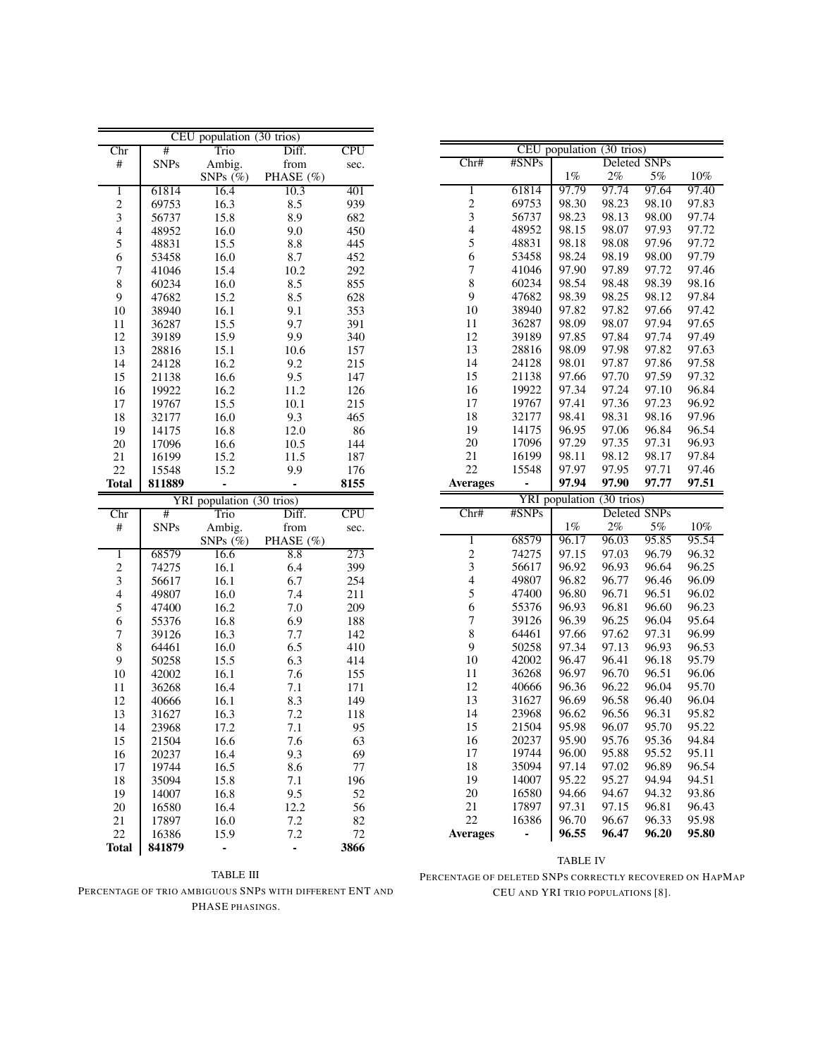| CEU population (30 trios) | | | | |
|---|---|---|---|---|
| Chr # | # SNPs | Trio Ambig. SNPs (%) | Diff. from PHASE (%) | CPU sec. |
| 1 | 61814 | 16.4 | 10.3 | 401 |
| 2 | 69753 | 16.3 | 8.5 | 939 |
| 3 | 56737 | 15.8 | 8.9 | 682 |
| 4 | 48952 | 16.0 | 9.0 | 450 |
| 5 | 48831 | 15.5 | 8.8 | 445 |
| 6 | 53458 | 16.0 | 8.7 | 452 |
| 7 | 41046 | 15.4 | 10.2 | 292 |
| 8 | 60234 | 16.0 | 8.5 | 855 |
| 9 | 47682 | 15.2 | 8.5 | 628 |
| 10 | 38940 | 16.1 | 9.1 | 353 |
| 11 | 36287 | 15.5 | 9.7 | 391 |
| 12 | 39189 | 15.9 | 9.9 | 340 |
| 13 | 28816 | 15.1 | 10.6 | 157 |
| 14 | 24128 | 16.2 | 9.2 | 215 |
| 15 | 21138 | 16.6 | 9.5 | 147 |
| 16 | 19922 | 16.2 | 11.2 | 126 |
| 17 | 19767 | 15.5 | 10.1 | 215 |
| 18 | 32177 | 16.0 | 9.3 | 465 |
| 19 | 14175 | 16.8 | 12.0 | 86 |
| 20 | 17096 | 16.6 | 10.5 | 144 |
| 21 | 16199 | 15.2 | 11.5 | 187 |
| 22 | 15548 | 15.2 | 9.9 | 176 |
| **Total** | **811889** | **-** | **-** | **8155** |
| YRI population (30 trios) | | | | |
| Chr # | # SNPs | Trio Ambig. SNPs (%) | Diff. from PHASE (%) | CPU sec. |
| 1 | 68579 | 16.6 | 8.8 | 273 |
| 2 | 74275 | 16.1 | 6.4 | 399 |
| 3 | 56617 | 16.1 | 6.7 | 254 |
| 4 | 49807 | 16.0 | 7.4 | 211 |
| 5 | 47400 | 16.2 | 7.0 | 209 |
| 6 | 55376 | 16.8 | 6.9 | 188 |
| 7 | 39126 | 16.3 | 7.7 | 142 |
| 8 | 64461 | 16.0 | 6.5 | 410 |
| 9 | 50258 | 15.5 | 6.3 | 414 |
| 10 | 42002 | 16.1 | 7.6 | 155 |
| 11 | 36268 | 16.4 | 7.1 | 171 |
| 12 | 40666 | 16.1 | 8.3 | 149 |
| 13 | 31627 | 16.3 | 7.2 | 118 |
| 14 | 23968 | 17.2 | 7.1 | 95 |
| 15 | 21504 | 16.6 | 7.6 | 63 |
| 16 | 20237 | 16.4 | 9.3 | 69 |
| 17 | 19744 | 16.5 | 8.6 | 77 |
| 18 | 35094 | 15.8 | 7.1 | 196 |
| 19 | 14007 | 16.8 | 9.5 | 52 |
| 20 | 16580 | 16.4 | 12.2 | 56 |
| 21 | 17897 | 16.0 | 7.2 | 82 |
| 22 | 16386 | 15.9 | 7.2 | 72 |
| **Total** | **841879** | **-** | **-** | **3866** |

TABLE III
PERCENTAGE OF TRIO AMBIGUOUS SNPS WITH DIFFERENT ENT AND PHASE PHASINGS.

| CEU population (30 trios) | | | | | |
|---|---|---|---|---|---|
| Chr# | #SNPs | Deleted SNPs | | | |
| | | 1% | 2% | 5% | 10% |
| 1 | 61814 | 97.79 | 97.74 | 97.64 | 97.40 |
| 2 | 69753 | 98.30 | 98.23 | 98.10 | 97.83 |
| 3 | 56737 | 98.23 | 98.13 | 98.00 | 97.74 |
| 4 | 48952 | 98.15 | 98.07 | 97.93 | 97.72 |
| 5 | 48831 | 98.18 | 98.08 | 97.96 | 97.72 |
| 6 | 53458 | 98.24 | 98.19 | 98.00 | 97.79 |
| 7 | 41046 | 97.90 | 97.89 | 97.72 | 97.46 |
| 8 | 60234 | 98.54 | 98.48 | 98.39 | 98.16 |
| 9 | 47682 | 98.39 | 98.25 | 98.12 | 97.84 |
| 10 | 38940 | 97.82 | 97.82 | 97.66 | 97.42 |
| 11 | 36287 | 98.09 | 98.07 | 97.94 | 97.65 |
| 12 | 39189 | 97.85 | 97.84 | 97.74 | 97.49 |
| 13 | 28816 | 98.09 | 97.98 | 97.82 | 97.63 |
| 14 | 24128 | 98.01 | 97.87 | 97.86 | 97.58 |
| 15 | 21138 | 97.66 | 97.70 | 97.59 | 97.32 |
| 16 | 19922 | 97.34 | 97.24 | 97.10 | 96.84 |
| 17 | 19767 | 97.41 | 97.36 | 97.23 | 96.92 |
| 18 | 32177 | 98.41 | 98.31 | 98.16 | 97.96 |
| 19 | 14175 | 96.95 | 97.06 | 96.84 | 96.54 |
| 20 | 17096 | 97.29 | 97.35 | 97.31 | 96.93 |
| 21 | 16199 | 98.11 | 98.12 | 98.17 | 97.84 |
| 22 | 15548 | 97.97 | 97.95 | 97.71 | 97.46 |
| **Averages** | **-** | **97.94** | **97.90** | **97.77** | **97.51** |
| YRI population (30 trios) | | | | | |
| Chr# | #SNPs | Deleted SNPs | | | |
| | | 1% | 2% | 5% | 10% |
| 1 | 68579 | 96.17 | 96.03 | 95.85 | 95.54 |
| 2 | 74275 | 97.15 | 97.03 | 96.79 | 96.32 |
| 3 | 56617 | 96.92 | 96.93 | 96.64 | 96.25 |
| 4 | 49807 | 96.82 | 96.77 | 96.46 | 96.09 |
| 5 | 47400 | 96.80 | 96.71 | 96.51 | 96.02 |
| 6 | 55376 | 96.93 | 96.81 | 96.60 | 96.23 |
| 7 | 39126 | 96.39 | 96.25 | 96.04 | 95.64 |
| 8 | 64461 | 97.66 | 97.62 | 97.31 | 96.99 |
| 9 | 50258 | 97.34 | 97.13 | 96.93 | 96.53 |
| 10 | 42002 | 96.47 | 96.41 | 96.18 | 95.79 |
| 11 | 36268 | 96.97 | 96.70 | 96.51 | 96.06 |
| 12 | 40666 | 96.36 | 96.22 | 96.04 | 95.70 |
| 13 | 31627 | 96.69 | 96.58 | 96.40 | 96.04 |
| 14 | 23968 | 96.62 | 96.56 | 96.31 | 95.82 |
| 15 | 21504 | 95.98 | 96.07 | 95.70 | 95.22 |
| 16 | 20237 | 95.90 | 95.76 | 95.36 | 94.84 |
| 17 | 19744 | 96.00 | 95.88 | 95.52 | 95.11 |
| 18 | 35094 | 97.14 | 97.02 | 96.89 | 96.54 |
| 19 | 14007 | 95.22 | 95.27 | 94.94 | 94.51 |
| 20 | 16580 | 94.66 | 94.67 | 94.32 | 93.86 |
| 21 | 17897 | 97.31 | 97.15 | 96.81 | 96.43 |
| 22 | 16386 | 96.70 | 96.67 | 96.33 | 95.98 |
| **Averages** | **-** | **96.55** | **96.47** | **96.20** | **95.80** |

TABLE IV
PERCENTAGE OF DELETED SNPS CORRECTLY RECOVERED ON HAPMAP CEU AND YRI TRIO POPULATIONS [8].